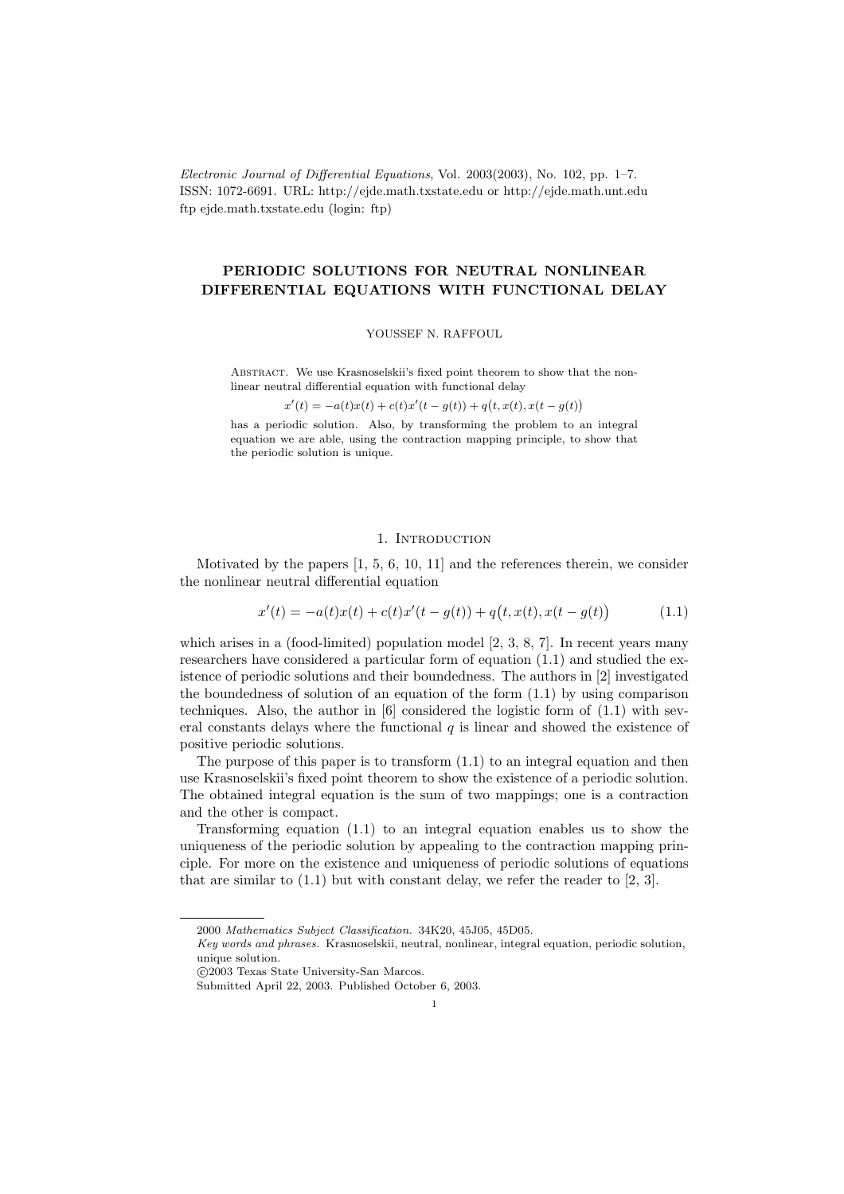# PERIODIC SOLUTIONS FOR NEUTRAL NONLINEAR DIFFERENTIAL EQUATIONS WITH FUNCTIONAL DELAY

YOUSSEF N. RAFFOUL

Abstract. We use Krasnoselskii's fixed point theorem to show that the nonlinear neutral differential equation with functional delay

$$x'(t) = -a(t)x(t) + c(t)x'(t-g(t)) + q\big(t, x(t), x(t-g(t)\big)$$

has a periodic solution. Also, by transforming the problem to an integral equation we are able, using the contraction mapping principle, to show that the periodic solution is unique.

## 1. Introduction

Motivated by the papers [1, 5, 6, 10, 11] and the references therein, we consider the nonlinear neutral differential equation

$$x'(t) = -a(t)x(t) + c(t)x'(t-g(t)) + q\big(t, x(t), x(t-g(t)\big) \tag{1.1}$$

which arises in a (food-limited) population model [2, 3, 8, 7]. In recent years many researchers have considered a particular form of equation (1.1) and studied the existence of periodic solutions and their boundedness. The authors in [2] investigated the boundedness of solution of an equation of the form (1.1) by using comparison techniques. Also, the author in [6] considered the logistic form of (1.1) with several constants delays where the functional $q$ is linear and showed the existence of positive periodic solutions.

The purpose of this paper is to transform (1.1) to an integral equation and then use Krasnoselskii's fixed point theorem to show the existence of a periodic solution. The obtained integral equation is the sum of two mappings; one is a contraction and the other is compact.

Transforming equation (1.1) to an integral equation enables us to show the uniqueness of the periodic solution by appealing to the contraction mapping principle. For more on the existence and uniqueness of periodic solutions of equations that are similar to (1.1) but with constant delay, we refer the reader to [2, 3].

2000 *Mathematics Subject Classification.* 34K20, 45J05, 45D05.

*Key words and phrases.* Krasnoselskii, neutral, nonlinear, integral equation, periodic solution, unique solution.

©2003 Texas State University-San Marcos.

Submitted April 22, 2003. Published October 6, 2003.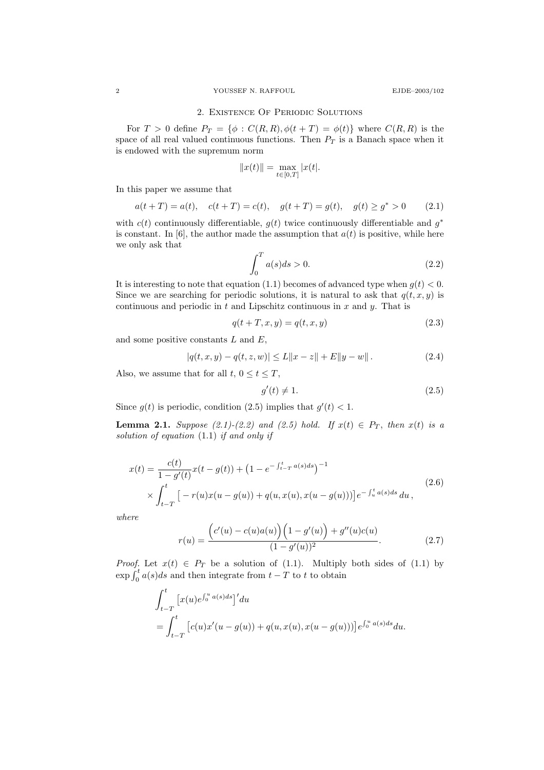## 2. Existence Of Periodic Solutions

For $T > 0$ define $P_T = \{\phi : C(R, R), \phi(t + T) = \phi(t)\}$ where $C(R, R)$ is the space of all real valued continuous functions. Then $P_T$ is a Banach space when it is endowed with the supremum norm

$$\|x(t)\| = \max_{t\in[0,T]} |x(t|.$$

In this paper we assume that

$$a(t + T) = a(t), \quad c(t + T) = c(t), \quad g(t + T) = g(t), \quad g(t) \geq g^* > 0 \tag{2.1}$$

with $c(t)$ continuously differentiable, $g(t)$ twice continuously differentiable and $g^*$ is constant. In [6], the author made the assumption that $a(t)$ is positive, while here we only ask that

$$\int_0^T a(s)ds > 0. \tag{2.2}$$

It is interesting to note that equation (1.1) becomes of advanced type when $g(t) < 0$. Since we are searching for periodic solutions, it is natural to ask that $q(t, x, y)$ is continuous and periodic in $t$ and Lipschitz continuous in $x$ and $y$. That is

$$q(t + T, x, y) = q(t, x, y) \tag{2.3}$$

and some positive constants $L$ and $E$,

$$|q(t, x, y) - q(t, z, w)| \leq L\|x - z\| + E\|y - w\| . \tag{2.4}$$

Also, we assume that for all $t$, $0 \leq t \leq T$,

$$g'(t) \neq 1. \tag{2.5}$$

Since $g(t)$ is periodic, condition (2.5) implies that $g'(t) < 1$.

**Lemma 2.1.** *Suppose (2.1)-(2.2) and (2.5) hold. If $x(t) \in P_T$, then $x(t)$ is a solution of equation* (1.1) *if and only if*

$$\begin{aligned} x(t) &= \frac{c(t)}{1 - g'(t)} x(t - g(t)) + \left(1 - e^{-\int_{t-T}^t a(s)ds}\right)^{-1} \\ &\quad \times \int_{t-T}^t \left[ -r(u)x(u - g(u)) + q(u, x(u), x(u - g(u)))\right] e^{-\int_u^t a(s)ds}\, du\,, \end{aligned} \tag{2.6}$$

*where*

$$r(u) = \frac{\Big(c'(u) - c(u)a(u)\Big)\Big(1 - g'(u)\Big) + g''(u)c(u)}{(1 - g'(u))^2}. \tag{2.7}$$

*Proof.* Let $x(t) \in P_T$ be a solution of (1.1). Multiply both sides of (1.1) by $\exp \int_0^t a(s)ds$ and then integrate from $t - T$ to $t$ to obtain

$$\begin{aligned} &\int_{t-T}^t \left[x(u)e^{\int_0^u a(s)ds}\right]' du \\ &= \int_{t-T}^t \left[c(u)x'(u - g(u)) + q(u, x(u), x(u - g(u)))\right] e^{\int_0^u a(s)ds} du. \end{aligned}$$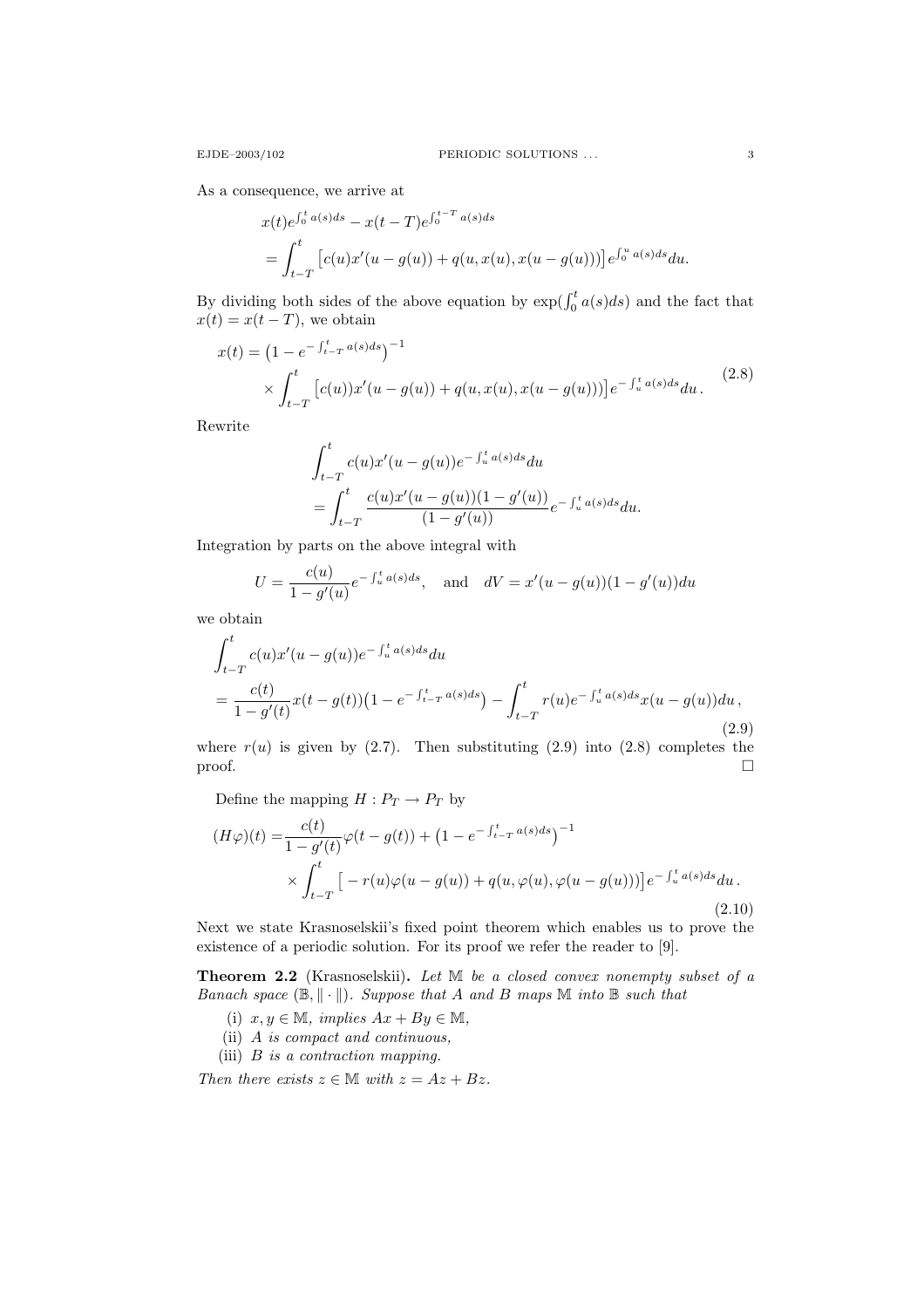As a consequence, we arrive at

$$
\begin{aligned}
&x(t)e^{\int_0^t a(s)ds} - x(t-T)e^{\int_0^{t-T} a(s)ds} \\
&= \int_{t-T}^{t} \big[c(u)x'(u-g(u)) + q(u, x(u), x(u-g(u)))\big] e^{\int_0^u a(s)ds} du.
\end{aligned}
$$

By dividing both sides of the above equation by $\exp(\int_0^t a(s)ds)$ and the fact that $x(t) = x(t-T)$, we obtain

$$
\begin{aligned}
x(t) &= \big(1 - e^{-\int_{t-T}^{t} a(s)ds}\big)^{-1} \\
&\quad \times \int_{t-T}^{t} \big[c(u))x'(u-g(u)) + q(u, x(u), x(u-g(u)))\big] e^{-\int_u^t a(s)ds} du\,.
\end{aligned}
\tag{2.8}
$$

Rewrite

$$
\begin{aligned}
&\int_{t-T}^{t} c(u)x'(u-g(u))e^{-\int_u^t a(s)ds} du \\
&= \int_{t-T}^{t} \frac{c(u)x'(u-g(u))(1-g'(u))}{(1-g'(u))} e^{-\int_u^t a(s)ds} du.
\end{aligned}
$$

Integration by parts on the above integral with

$$
U = \frac{c(u)}{1-g'(u)} e^{-\int_u^t a(s)ds}, \quad \text{and} \quad dV = x'(u-g(u))(1-g'(u))du
$$

we obtain

$$
\begin{aligned}
&\int_{t-T}^{t} c(u)x'(u-g(u))e^{-\int_u^t a(s)ds} du \\
&= \frac{c(t)}{1-g'(t)} x(t-g(t))\big(1 - e^{-\int_{t-T}^{t} a(s)ds}\big) - \int_{t-T}^{t} r(u)e^{-\int_u^t a(s)ds} x(u-g(u))du\,,
\end{aligned}
\tag{2.9}
$$

where $r(u)$ is given by (2.7). Then substituting (2.9) into (2.8) completes the proof. $\square$

Define the mapping $H : P_T \to P_T$ by

$$
\begin{aligned}
(H\varphi)(t) =& \frac{c(t)}{1-g'(t)} \varphi(t-g(t)) + \big(1 - e^{-\int_{t-T}^{t} a(s)ds}\big)^{-1} \\
&\times \int_{t-T}^{t} \big[-r(u)\varphi(u-g(u)) + q(u, \varphi(u), \varphi(u-g(u)))\big] e^{-\int_u^t a(s)ds} du\,.
\end{aligned}
\tag{2.10}
$$

Next we state Krasnoselskii's fixed point theorem which enables us to prove the existence of a periodic solution. For its proof we refer the reader to [9].

**Theorem 2.2** (Krasnoselskii). *Let $\mathbb{M}$ be a closed convex nonempty subset of a Banach space $(\mathbb{B}, \|\cdot\|)$. Suppose that $A$ and $B$ maps $\mathbb{M}$ into $\mathbb{B}$ such that*

(i) *$x, y \in \mathbb{M}$, implies $Ax + By \in \mathbb{M}$,*
(ii) *$A$ is compact and continuous,*
(iii) *$B$ is a contraction mapping.*

*Then there exists $z \in \mathbb{M}$ with $z = Az + Bz$.*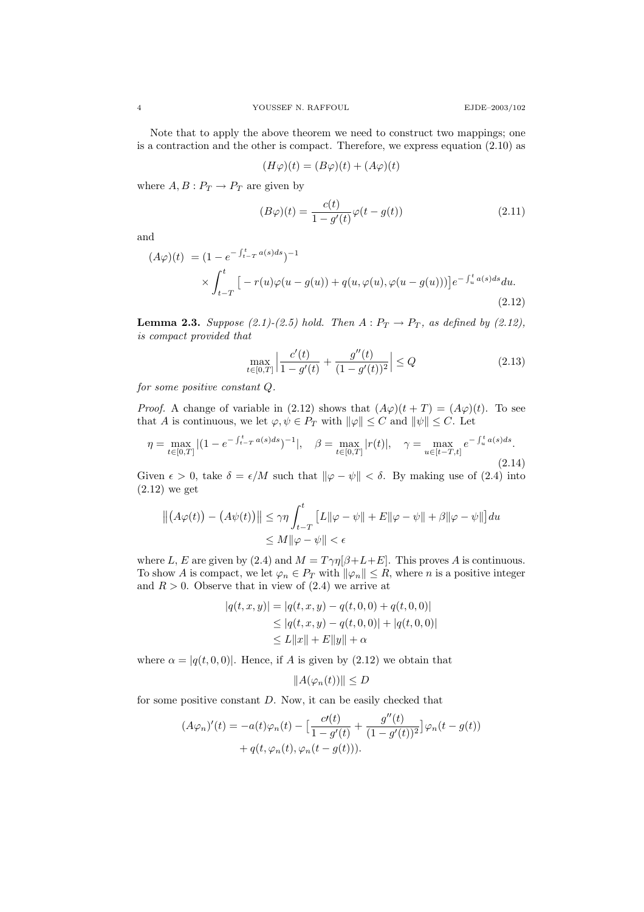Note that to apply the above theorem we need to construct two mappings; one is a contraction and the other is compact. Therefore, we express equation (2.10) as

$$(H\varphi)(t) = (B\varphi)(t) + (A\varphi)(t)$$

where $A, B : P_T \to P_T$ are given by

$$(B\varphi)(t) = \frac{c(t)}{1 - g'(t)}\varphi(t - g(t)) \tag{2.11}$$

and

$$\begin{aligned}(A\varphi)(t) \; &= (1 - e^{-\int_{t-T}^{t} a(s)ds})^{-1} \\ &\quad \times \int_{t-T}^{t} \big[ - r(u)\varphi(u - g(u)) + q(u, \varphi(u), \varphi(u - g(u)))\big] e^{-\int_{u}^{t} a(s)ds} du.\end{aligned} \tag{2.12}$$

**Lemma 2.3.** *Suppose (2.1)-(2.5) hold. Then $A : P_T \to P_T$, as defined by (2.12), is compact provided that*

$$\max_{t\in[0,T]} \Big| \frac{c'(t)}{1 - g'(t)} + \frac{g''(t)}{(1 - g'(t))^2} \Big| \le Q \tag{2.13}$$

*for some positive constant $Q$.*

*Proof.* A change of variable in (2.12) shows that $(A\varphi)(t + T) = (A\varphi)(t)$. To see that $A$ is continuous, we let $\varphi, \psi \in P_T$ with $\|\varphi\| \le C$ and $\|\psi\| \le C$. Let

$$\eta = \max_{t\in[0,T]} |(1 - e^{-\int_{t-T}^{t} a(s)ds})^{-1}|, \quad \beta = \max_{t\in[0,T]} |r(t)|, \quad \gamma = \max_{u\in[t-T,t]} e^{-\int_{u}^{t} a(s)ds}. \tag{2.14}$$

Given $\epsilon > 0$, take $\delta = \epsilon/M$ such that $\|\varphi - \psi\| < \delta$. By making use of (2.4) into (2.12) we get

$$\begin{aligned}\big\|\big(A\varphi(t)\big) - \big(A\psi(t)\big)\big\| &\le \gamma\eta \int_{t-T}^{t} \big[L\|\varphi - \psi\| + E\|\varphi - \psi\| + \beta\|\varphi - \psi\|\big] du \\ &\le M\|\varphi - \psi\| < \epsilon\end{aligned}$$

where $L$, $E$ are given by (2.4) and $M = T\gamma\eta[\beta+L+E]$. This proves $A$ is continuous. To show $A$ is compact, we let $\varphi_n \in P_T$ with $\|\varphi_n\| \le R$, where $n$ is a positive integer and $R > 0$. Observe that in view of (2.4) we arrive at

$$\begin{aligned}|q(t, x, y)| &= |q(t, x, y) - q(t, 0, 0) + q(t, 0, 0)| \\ &\le |q(t, x, y) - q(t, 0, 0)| + |q(t, 0, 0)| \\ &\le L\|x\| + E\|y\| + \alpha\end{aligned}$$

where $\alpha = |q(t, 0, 0)|$. Hence, if $A$ is given by (2.12) we obtain that

$$\|A(\varphi_n(t))\| \le D$$

for some positive constant $D$. Now, it can be easily checked that

$$\begin{aligned}(A\varphi_n)'(t) = -a(t)\varphi_n(t) - \big[\frac{c\prime(t)}{1 - g'(t)} + \frac{g''(t)}{(1 - g'(t))^2}\big]\varphi_n(t - g(t)) \\ + q(t, \varphi_n(t), \varphi_n(t - g(t))).\end{aligned}$$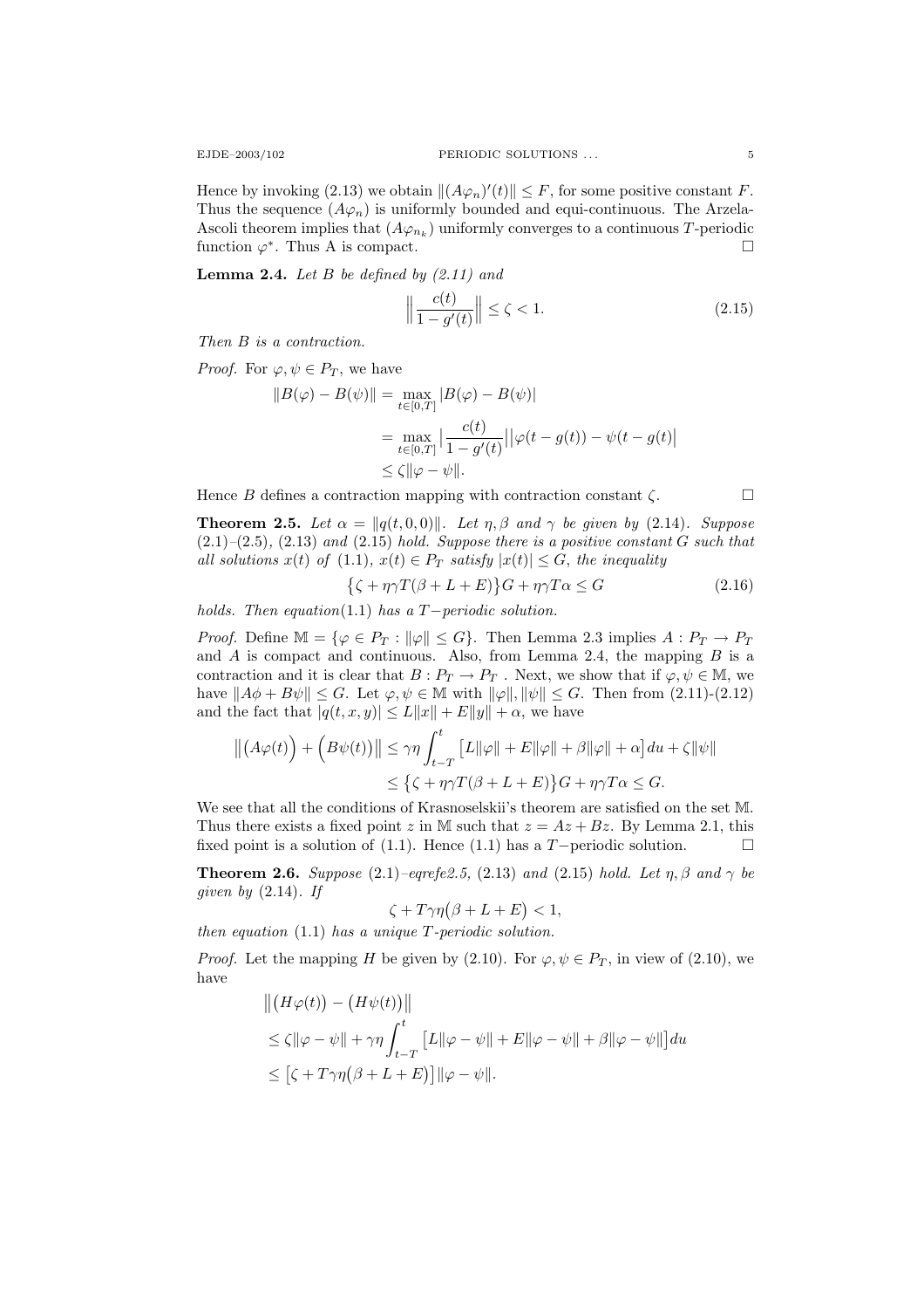Hence by invoking (2.13) we obtain $\|(A\varphi_n)'(t)\| \le F$, for some positive constant $F$. Thus the sequence $(A\varphi_n)$ is uniformly bounded and equi-continuous. The Arzela-Ascoli theorem implies that $(A\varphi_{n_k})$ uniformly converges to a continuous $T$-periodic function $\varphi^*$. Thus A is compact. $\square$

**Lemma 2.4.** *Let $B$ be defined by (2.11) and*

$$\Big\| \frac{c(t)}{1-g'(t)} \Big\| \le \zeta < 1. \tag{2.15}$$

*Then $B$ is a contraction.*

*Proof.* For $\varphi, \psi \in P_T$, we have

$$\begin{aligned}
\|B(\varphi) - B(\psi)\| &= \max_{t\in[0,T]} |B(\varphi) - B(\psi)| \\
&= \max_{t\in[0,T]} \Big| \frac{c(t)}{1-g'(t)} \Big| \big| \varphi(t-g(t)) - \psi(t-g(t) \big| \\
&\le \zeta \|\varphi - \psi\|.
\end{aligned}$$

Hence $B$ defines a contraction mapping with contraction constant $\zeta$. $\square$

**Theorem 2.5.** *Let $\alpha = \|q(t,0,0)\|$. Let $\eta, \beta$ and $\gamma$ be given by (2.14). Suppose (2.1)–(2.5), (2.13) and (2.15) hold. Suppose there is a positive constant $G$ such that all solutions $x(t)$ of (1.1), $x(t) \in P_T$ satisfy $|x(t)| \le G$, the inequality*

$$\big\{ \zeta + \eta\gamma T(\beta + L + E) \big\} G + \eta\gamma T\alpha \le G \tag{2.16}$$

*holds. Then equation(1.1) has a $T-$periodic solution.*

*Proof.* Define $\mathbb{M} = \{\varphi \in P_T : \|\varphi\| \le G\}$. Then Lemma 2.3 implies $A : P_T \to P_T$ and $A$ is compact and continuous. Also, from Lemma 2.4, the mapping $B$ is a contraction and it is clear that $B : P_T \to P_T$ . Next, we show that if $\varphi, \psi \in \mathbb{M}$, we have $\|A\phi + B\psi\| \le G$. Let $\varphi, \psi \in \mathbb{M}$ with $\|\varphi\|, \|\psi\| \le G$. Then from (2.11)-(2.12) and the fact that $|q(t,x,y)| \le L\|x\| + E\|y\| + \alpha$, we have

$$\begin{aligned}
\big\| \big(A\varphi(t)\big) + \big(B\psi(t)\big) \big\| &\le \gamma\eta \int_{t-T}^{t} \big[ L\|\varphi\| + E\|\varphi\| + \beta\|\varphi\| + \alpha \big] du + \zeta\|\psi\| \\
&\le \big\{ \zeta + \eta\gamma T(\beta + L + E) \big\} G + \eta\gamma T\alpha \le G.
\end{aligned}$$

We see that all the conditions of Krasnoselskii's theorem are satisfied on the set $\mathbb{M}$. Thus there exists a fixed point $z$ in $\mathbb{M}$ such that $z = Az + Bz$. By Lemma 2.1, this fixed point is a solution of (1.1). Hence (1.1) has a $T-$periodic solution. $\square$

**Theorem 2.6.** *Suppose (2.1)–eqrefe2.5, (2.13) and (2.15) hold. Let $\eta, \beta$ and $\gamma$ be given by (2.14). If*

$$\zeta + T\gamma\eta\big(\beta + L + E\big) < 1,$$

*then equation (1.1) has a unique $T$-periodic solution.*

*Proof.* Let the mapping $H$ be given by (2.10). For $\varphi, \psi \in P_T$, in view of (2.10), we have

$$\begin{aligned}
&\big\| \big(H\varphi(t)\big) - \big(H\psi(t)\big) \big\| \\
&\le \zeta\|\varphi - \psi\| + \gamma\eta \int_{t-T}^{t} \big[ L\|\varphi - \psi\| + E\|\varphi - \psi\| + \beta\|\varphi - \psi\| \big] du \\
&\le \big[ \zeta + T\gamma\eta\big(\beta + L + E\big) \big] \|\varphi - \psi\|.
\end{aligned}$$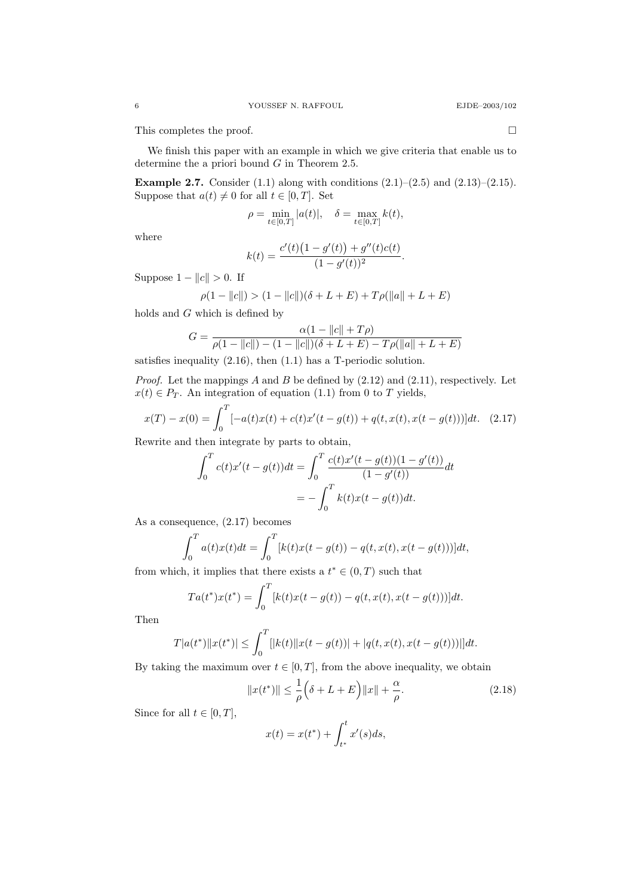This completes the proof. $\square$

We finish this paper with an example in which we give criteria that enable us to determine the a priori bound $G$ in Theorem 2.5.

**Example 2.7.** Consider (1.1) along with conditions (2.1)–(2.5) and (2.13)–(2.15). Suppose that $a(t) \neq 0$ for all $t \in [0, T]$. Set

$$\rho = \min_{t \in [0,T]} |a(t)|, \quad \delta = \max_{t \in [0,T]} k(t),$$

where

$$k(t) = \frac{c'(t)\big(1 - g'(t)\big) + g''(t)c(t)}{(1 - g'(t))^2}.$$

Suppose $1 - \|c\| > 0$. If

$$\rho(1 - \|c\|) > (1 - \|c\|)(\delta + L + E) + T\rho(\|a\| + L + E)$$

holds and $G$ which is defined by

$$G = \frac{\alpha(1 - \|c\| + T\rho)}{\rho(1 - \|c\|) - (1 - \|c\|)(\delta + L + E) - T\rho(\|a\| + L + E)}$$

satisfies inequality (2.16), then (1.1) has a T-periodic solution.

*Proof.* Let the mappings $A$ and $B$ be defined by (2.12) and (2.11), respectively. Let $x(t) \in P_T$. An integration of equation (1.1) from 0 to $T$ yields,

$$x(T) - x(0) = \int_0^T [-a(t)x(t) + c(t)x'(t - g(t)) + q(t, x(t), x(t - g(t)))]dt. \quad (2.17)$$

Rewrite and then integrate by parts to obtain,

$$\begin{aligned}
\int_0^T c(t)x'(t - g(t))dt &= \int_0^T \frac{c(t)x'(t - g(t))(1 - g'(t))}{(1 - g'(t))}dt \\
&= -\int_0^T k(t)x(t - g(t))dt.
\end{aligned}$$

As a consequence, (2.17) becomes

$$\int_0^T a(t)x(t)dt = \int_0^T [k(t)x(t - g(t)) - q(t, x(t), x(t - g(t)))]dt,$$

from which, it implies that there exists a $t^* \in (0, T)$ such that

$$Ta(t^*)x(t^*) = \int_0^T [k(t)x(t - g(t)) - q(t, x(t), x(t - g(t)))]dt.$$

Then

$$T|a(t^*)\|x(t^*)| \leq \int_0^T [|k(t)\|x(t - g(t))| + |q(t, x(t), x(t - g(t)))|]dt.$$

By taking the maximum over $t \in [0, T]$, from the above inequality, we obtain

$$\|x(t^*)\| \leq \frac{1}{\rho}\Big(\delta + L + E\Big)\|x\| + \frac{\alpha}{\rho}. \quad (2.18)$$

Since for all $t \in [0, T]$,

$$x(t) = x(t^*) + \int_{t^*}^t x'(s)ds,$$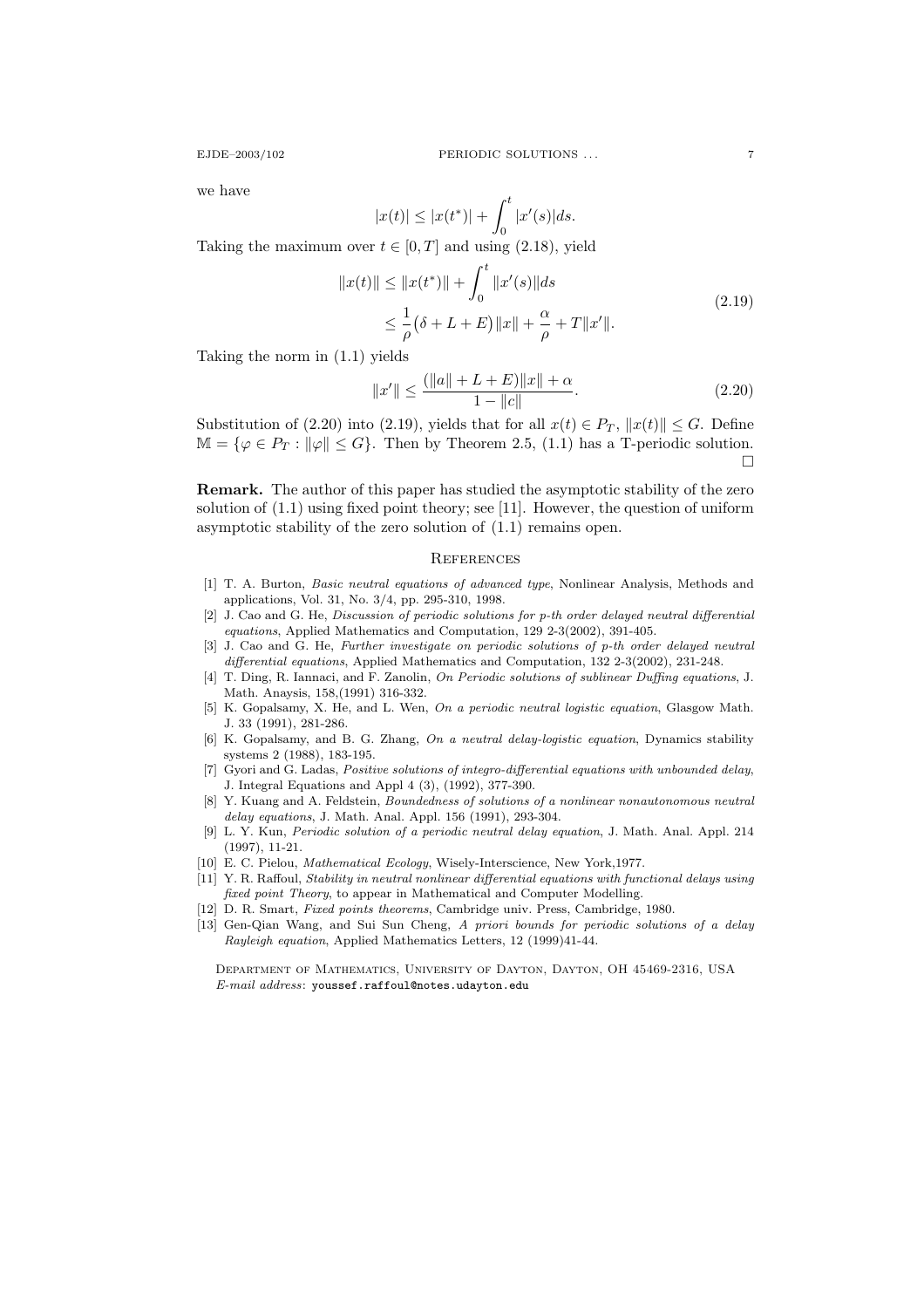we have

$$|x(t)| \le |x(t^*)| + \int_0^t |x'(s)|ds.$$

Taking the maximum over $t \in [0,T]$ and using (2.18), yield

$$\begin{aligned} \|x(t)\| &\le \|x(t^*)\| + \int_0^t \|x'(s)\|ds \\ &\le \frac{1}{\rho}\big(\delta + L + E\big)\|x\| + \frac{\alpha}{\rho} + T\|x'\|. \end{aligned} \tag{2.19}$$

Taking the norm in (1.1) yields

$$\|x'\| \le \frac{(\|a\| + L + E)\|x\| + \alpha}{1 - \|c\|}. \tag{2.20}$$

Substitution of (2.20) into (2.19), yields that for all $x(t) \in P_T$, $\|x(t)\| \le G$. Define $\mathbb{M} = \{\varphi \in P_T : \|\varphi\| \le G\}$. Then by Theorem 2.5, (1.1) has a T-periodic solution. □

**Remark.** The author of this paper has studied the asymptotic stability of the zero solution of (1.1) using fixed point theory; see [11]. However, the question of uniform asymptotic stability of the zero solution of (1.1) remains open.

## References

[1] T. A. Burton, *Basic neutral equations of advanced type*, Nonlinear Analysis, Methods and applications, Vol. 31, No. 3/4, pp. 295-310, 1998.

[2] J. Cao and G. He, *Discussion of periodic solutions for p-th order delayed neutral differential equations*, Applied Mathematics and Computation, 129 2-3(2002), 391-405.

[3] J. Cao and G. He, *Further investigate on periodic solutions of p-th order delayed neutral differential equations*, Applied Mathematics and Computation, 132 2-3(2002), 231-248.

[4] T. Ding, R. Iannaci, and F. Zanolin, *On Periodic solutions of sublinear Duffing equations*, J. Math. Anaysis, 158,(1991) 316-332.

[5] K. Gopalsamy, X. He, and L. Wen, *On a periodic neutral logistic equation*, Glasgow Math. J. 33 (1991), 281-286.

[6] K. Gopalsamy, and B. G. Zhang, *On a neutral delay-logistic equation*, Dynamics stability systems 2 (1988), 183-195.

[7] Gyori and G. Ladas, *Positive solutions of integro-differential equations with unbounded delay*, J. Integral Equations and Appl 4 (3), (1992), 377-390.

[8] Y. Kuang and A. Feldstein, *Boundedness of solutions of a nonlinear nonautonomous neutral delay equations*, J. Math. Anal. Appl. 156 (1991), 293-304.

[9] L. Y. Kun, *Periodic solution of a periodic neutral delay equation*, J. Math. Anal. Appl. 214 (1997), 11-21.

[10] E. C. Pielou, *Mathematical Ecology*, Wisely-Interscience, New York,1977.

[11] Y. R. Raffoul, *Stability in neutral nonlinear differential equations with functional delays using fixed point Theory*, to appear in Mathematical and Computer Modelling.

[12] D. R. Smart, *Fixed points theorems*, Cambridge univ. Press, Cambridge, 1980.

[13] Gen-Qian Wang, and Sui Sun Cheng, *A priori bounds for periodic solutions of a delay Rayleigh equation*, Applied Mathematics Letters, 12 (1999)41-44.

Department of Mathematics, University of Dayton, Dayton, OH 45469-2316, USA
*E-mail address*: youssef.raffoul@notes.udayton.edu